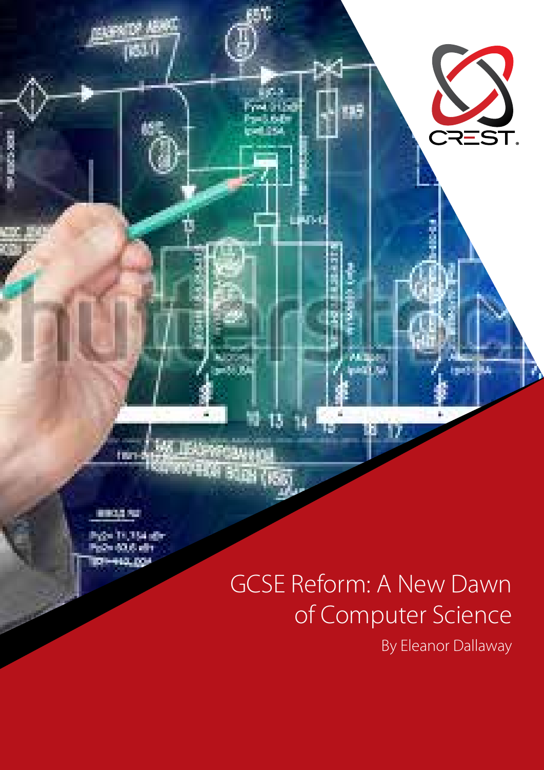# GCSE Reform: A New Dawn of Computer Science

By Eleanor Dallaway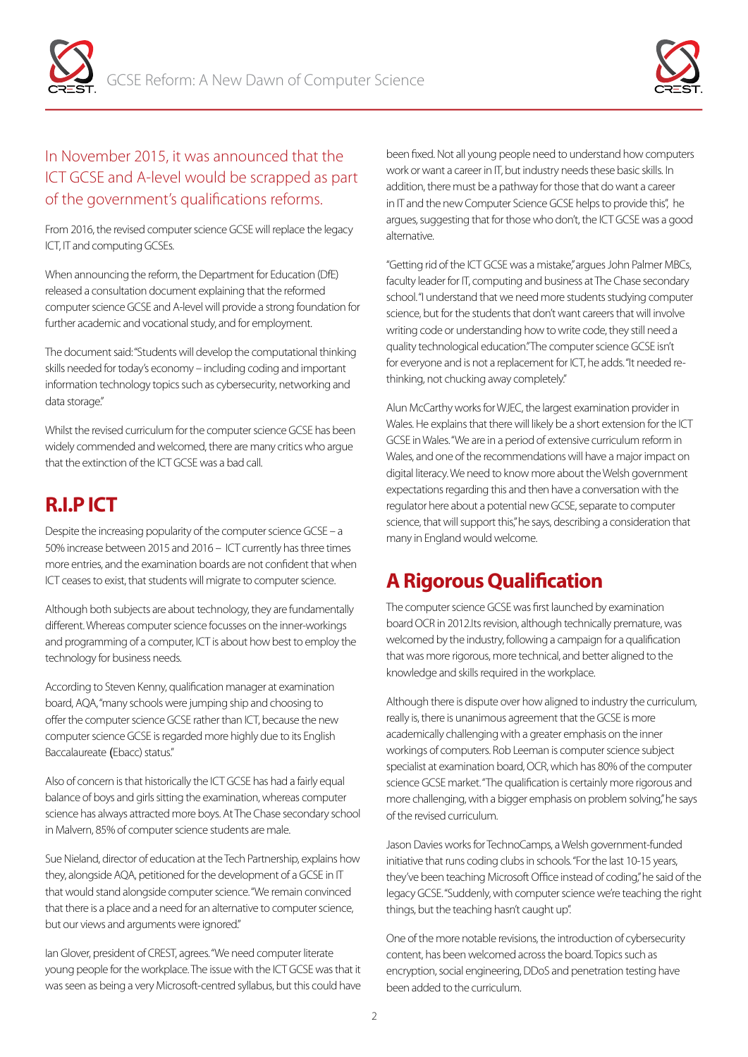In November 2015, it was announced that the ICT GCSE and A-level would be scrapped as part of the government's qualifications reforms.

From 2016, the revised computer science GCSE will replace the legacy ICT, IT and computing GCSEs.

When announcing the reform, the Department for Education (DfE) released a consultation document explaining that the reformed computer science GCSE and A-level will provide a strong foundation for further academic and vocational study, and for employment.

The document said: "Students will develop the computational thinking skills needed for today's economy – including coding and important information technology topics such as cybersecurity, networking and data storage."

Whilst the revised curriculum for the computer science GCSE has been widely commended and welcomed, there are many critics who argue that the extinction of the ICT GCSE was a bad call.

## R.I.P ICT

Despite the increasing popularity of the computer science GCSE – a 50% increase between 2015 and 2016 – ICT currently has three times more entries, and the examination boards are not confident that when ICT ceases to exist, that students will migrate to computer science.

Although both subjects are about technology, they are fundamentally different. Whereas computer science focusses on the inner-workings and programming of a computer, ICT is about how best to employ the technology for business needs.

According to Steven Kenny, qualification manager at examination board, AQA, "many schools were jumping ship and choosing to offer the computer science GCSE rather than ICT, because the new computer science GCSE is regarded more highly due to its English Baccalaureate (Ebacc) status."

Also of concern is that historically the ICT GCSE has had a fairly equal balance of boys and girls sitting the examination, whereas computer science has always attracted more boys. At The Chase secondary school in Malvern, 85% of computer science students are male.

Sue Nieland, director of education at the Tech Partnership, explains how they, alongside AQA, petitioned for the development of a GCSE in IT that would stand alongside computer science. "We remain convinced that there is a place and a need for an alternative to computer science, but our views and arguments were ignored."

Ian Glover, president of CREST, agrees. "We need computer literate young people for the workplace. The issue with the ICT GCSE was that it was seen as being a very Microsoft-centred syllabus, but this could have been fixed. Not all young people need to understand how computers work or want a career in IT, but industry needs these basic skills. In addition, there must be a pathway for those that do want a career in IT and the new Computer Science GCSE helps to provide this", he argues, suggesting that for those who don't, the ICT GCSE was a good alternative.

"Getting rid of the ICT GCSE was a mistake," argues John Palmer MBCs, faculty leader for IT, computing and business at The Chase secondary school. "I understand that we need more students studying computer science, but for the students that don't want careers that will involve writing code or understanding how to write code, they still need a quality technological education." The computer science GCSE isn't for everyone and is not a replacement for ICT, he adds. "It needed re-thinking, not chucking away completely."

Alun McCarthy works for WJEC, the largest examination provider in Wales. He explains that there will likely be a short extension for the ICT GCSE in Wales. "We are in a period of extensive curriculum reform in Wales, and one of the recommendations will have a major impact on digital literacy. We need to know more about the Welsh government expectations regarding this and then have a conversation with the regulator here about a potential new GCSE, separate to computer science, that will support this," he says, describing a consideration that many in England would welcome.

## A Rigorous Qualification

The computer science GCSE was first launched by examination board OCR in 2012.Its revision, although technically premature, was welcomed by the industry, following a campaign for a qualification that was more rigorous, more technical, and better aligned to the knowledge and skills required in the workplace.

Although there is dispute over how aligned to industry the curriculum, really is, there is unanimous agreement that the GCSE is more academically challenging with a greater emphasis on the inner workings of computers. Rob Leeman is computer science subject specialist at examination board, OCR, which has 80% of the computer science GCSE market. "The qualification is certainly more rigorous and more challenging, with a bigger emphasis on problem solving," he says of the revised curriculum.

Jason Davies works for TechnoCamps, a Welsh government-funded initiative that runs coding clubs in schools. "For the last 10-15 years, they've been teaching Microsoft Office instead of coding," he said of the legacy GCSE. "Suddenly, with computer science we're teaching the right things, but the teaching hasn't caught up".

One of the more notable revisions, the introduction of cybersecurity content, has been welcomed across the board. Topics such as encryption, social engineering, DDoS and penetration testing have been added to the curriculum.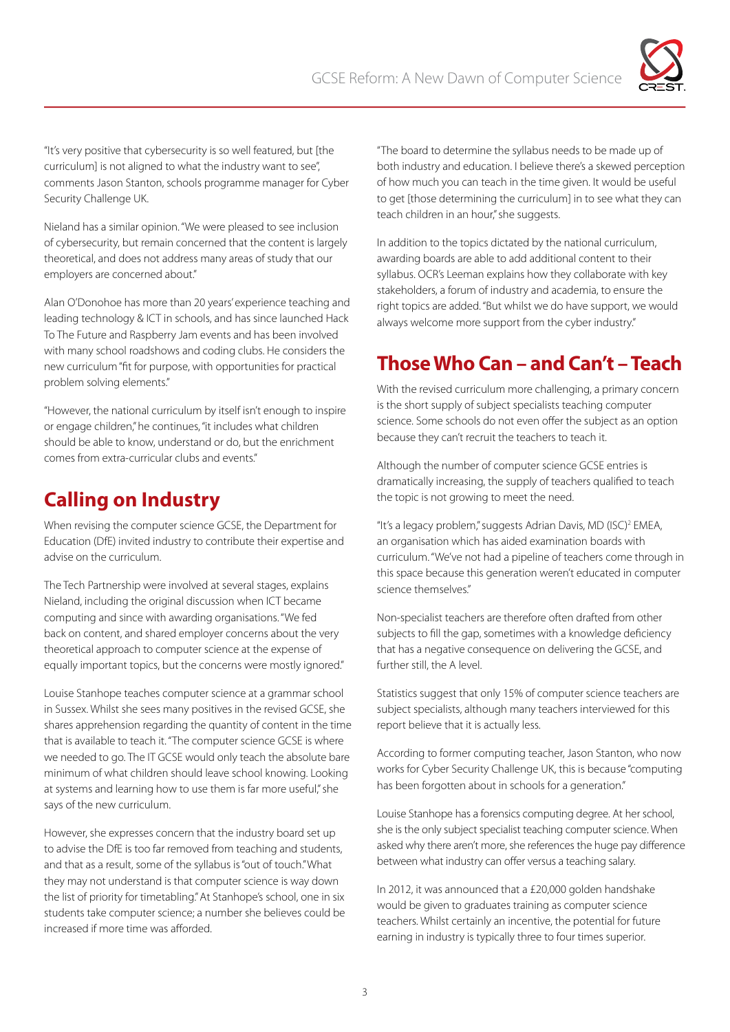"It's very positive that cybersecurity is so well featured, but [the curriculum] is not aligned to what the industry want to see", comments Jason Stanton, schools programme manager for Cyber Security Challenge UK.

Nieland has a similar opinion. "We were pleased to see inclusion of cybersecurity, but remain concerned that the content is largely theoretical, and does not address many areas of study that our employers are concerned about."

Alan O'Donohoe has more than 20 years' experience teaching and leading technology & ICT in schools, and has since launched Hack To The Future and Raspberry Jam events and has been involved with many school roadshows and coding clubs. He considers the new curriculum "fit for purpose, with opportunities for practical problem solving elements."

"However, the national curriculum by itself isn't enough to inspire or engage children," he continues, "it includes what children should be able to know, understand or do, but the enrichment comes from extra-curricular clubs and events."

## Calling on Industry

When revising the computer science GCSE, the Department for Education (DfE) invited industry to contribute their expertise and advise on the curriculum.

The Tech Partnership were involved at several stages, explains Nieland, including the original discussion when ICT became computing and since with awarding organisations. "We fed back on content, and shared employer concerns about the very theoretical approach to computer science at the expense of equally important topics, but the concerns were mostly ignored."

Louise Stanhope teaches computer science at a grammar school in Sussex. Whilst she sees many positives in the revised GCSE, she shares apprehension regarding the quantity of content in the time that is available to teach it. "The computer science GCSE is where we needed to go. The IT GCSE would only teach the absolute bare minimum of what children should leave school knowing. Looking at systems and learning how to use them is far more useful," she says of the new curriculum.

However, she expresses concern that the industry board set up to advise the DfE is too far removed from teaching and students, and that as a result, some of the syllabus is "out of touch." "What they may not understand is that computer science is way down the list of priority for timetabling." At Stanhope's school, one in six students take computer science; a number she believes could be increased if more time was afforded.

"The board to determine the syllabus needs to be made up of both industry and education. I believe there's a skewed perception of how much you can teach in the time given. It would be useful to get [those determining the curriculum] in to see what they can teach children in an hour," she suggests.

In addition to the topics dictated by the national curriculum, awarding boards are able to add additional content to their syllabus. OCR's Leeman explains how they collaborate with key stakeholders, a forum of industry and academia, to ensure the right topics are added. "But whilst we do have support, we would always welcome more support from the cyber industry."

## Those Who Can – and Can't – Teach

With the revised curriculum more challenging, a primary concern is the short supply of subject specialists teaching computer science. Some schools do not even offer the subject as an option because they can't recruit the teachers to teach it.

Although the number of computer science GCSE entries is dramatically increasing, the supply of teachers qualified to teach the topic is not growing to meet the need.

"It's a legacy problem," suggests Adrian Davis, MD (ISC)² EMEA, an organisation which has aided examination boards with curriculum. "We've not had a pipeline of teachers come through in this space because this generation weren't educated in computer science themselves."

Non-specialist teachers are therefore often drafted from other subjects to fill the gap, sometimes with a knowledge deficiency that has a negative consequence on delivering the GCSE, and further still, the A level.

Statistics suggest that only 15% of computer science teachers are subject specialists, although many teachers interviewed for this report believe that it is actually less.

According to former computing teacher, Jason Stanton, who now works for Cyber Security Challenge UK, this is because "computing has been forgotten about in schools for a generation."

Louise Stanhope has a forensics computing degree. At her school, she is the only subject specialist teaching computer science. When asked why there aren't more, she references the huge pay difference between what industry can offer versus a teaching salary.

In 2012, it was announced that a £20,000 golden handshake would be given to graduates training as computer science teachers. Whilst certainly an incentive, the potential for future earning in industry is typically three to four times superior.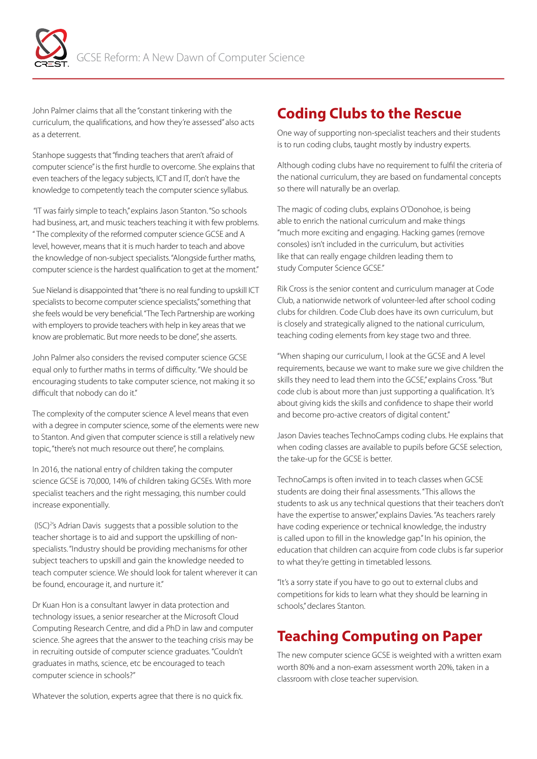John Palmer claims that all the "constant tinkering with the curriculum, the qualifications, and how they're assessed" also acts as a deterrent.

Stanhope suggests that "finding teachers that aren't afraid of computer science" is the first hurdle to overcome. She explains that even teachers of the legacy subjects, ICT and IT, don't have the knowledge to competently teach the computer science syllabus.

"IT was fairly simple to teach," explains Jason Stanton. "So schools had business, art, and music teachers teaching it with few problems. " The complexity of the reformed computer science GCSE and A level, however, means that it is much harder to teach and above the knowledge of non-subject specialists. "Alongside further maths, computer science is the hardest qualification to get at the moment."

Sue Nieland is disappointed that "there is no real funding to upskill ICT specialists to become computer science specialists," something that she feels would be very beneficial. "The Tech Partnership are working with employers to provide teachers with help in key areas that we know are problematic. But more needs to be done", she asserts.

John Palmer also considers the revised computer science GCSE equal only to further maths in terms of difficulty. "We should be encouraging students to take computer science, not making it so difficult that nobody can do it."

The complexity of the computer science A level means that even with a degree in computer science, some of the elements were new to Stanton. And given that computer science is still a relatively new topic, "there's not much resource out there", he complains.

In 2016, the national entry of children taking the computer science GCSE is 70,000, 14% of children taking GCSEs. With more specialist teachers and the right messaging, this number could increase exponentially.

(ISC)²'s Adrian Davis suggests that a possible solution to the teacher shortage is to aid and support the upskilling of non-specialists. "Industry should be providing mechanisms for other subject teachers to upskill and gain the knowledge needed to teach computer science. We should look for talent wherever it can be found, encourage it, and nurture it."

Dr Kuan Hon is a consultant lawyer in data protection and technology issues, a senior researcher at the Microsoft Cloud Computing Research Centre, and did a PhD in law and computer science. She agrees that the answer to the teaching crisis may be in recruiting outside of computer science graduates. "Couldn't graduates in maths, science, etc be encouraged to teach computer science in schools?"

Whatever the solution, experts agree that there is no quick fix.

## Coding Clubs to the Rescue

One way of supporting non-specialist teachers and their students is to run coding clubs, taught mostly by industry experts.

Although coding clubs have no requirement to fulfil the criteria of the national curriculum, they are based on fundamental concepts so there will naturally be an overlap.

The magic of coding clubs, explains O'Donohoe, is being able to enrich the national curriculum and make things "much more exciting and engaging. Hacking games (remove consoles) isn't included in the curriculum, but activities like that can really engage children leading them to study Computer Science GCSE."

Rik Cross is the senior content and curriculum manager at Code Club, a nationwide network of volunteer-led after school coding clubs for children. Code Club does have its own curriculum, but is closely and strategically aligned to the national curriculum, teaching coding elements from key stage two and three.

"When shaping our curriculum, I look at the GCSE and A level requirements, because we want to make sure we give children the skills they need to lead them into the GCSE," explains Cross. "But code club is about more than just supporting a qualification. It's about giving kids the skills and confidence to shape their world and become pro-active creators of digital content."

Jason Davies teaches TechnoCamps coding clubs. He explains that when coding classes are available to pupils before GCSE selection, the take-up for the GCSE is better.

TechnoCamps is often invited in to teach classes when GCSE students are doing their final assessments. "This allows the students to ask us any technical questions that their teachers don't have the expertise to answer," explains Davies. "As teachers rarely have coding experience or technical knowledge, the industry is called upon to fill in the knowledge gap." In his opinion, the education that children can acquire from code clubs is far superior to what they're getting in timetabled lessons.

"It's a sorry state if you have to go out to external clubs and competitions for kids to learn what they should be learning in schools," declares Stanton.

## Teaching Computing on Paper

The new computer science GCSE is weighted with a written exam worth 80% and a non-exam assessment worth 20%, taken in a classroom with close teacher supervision.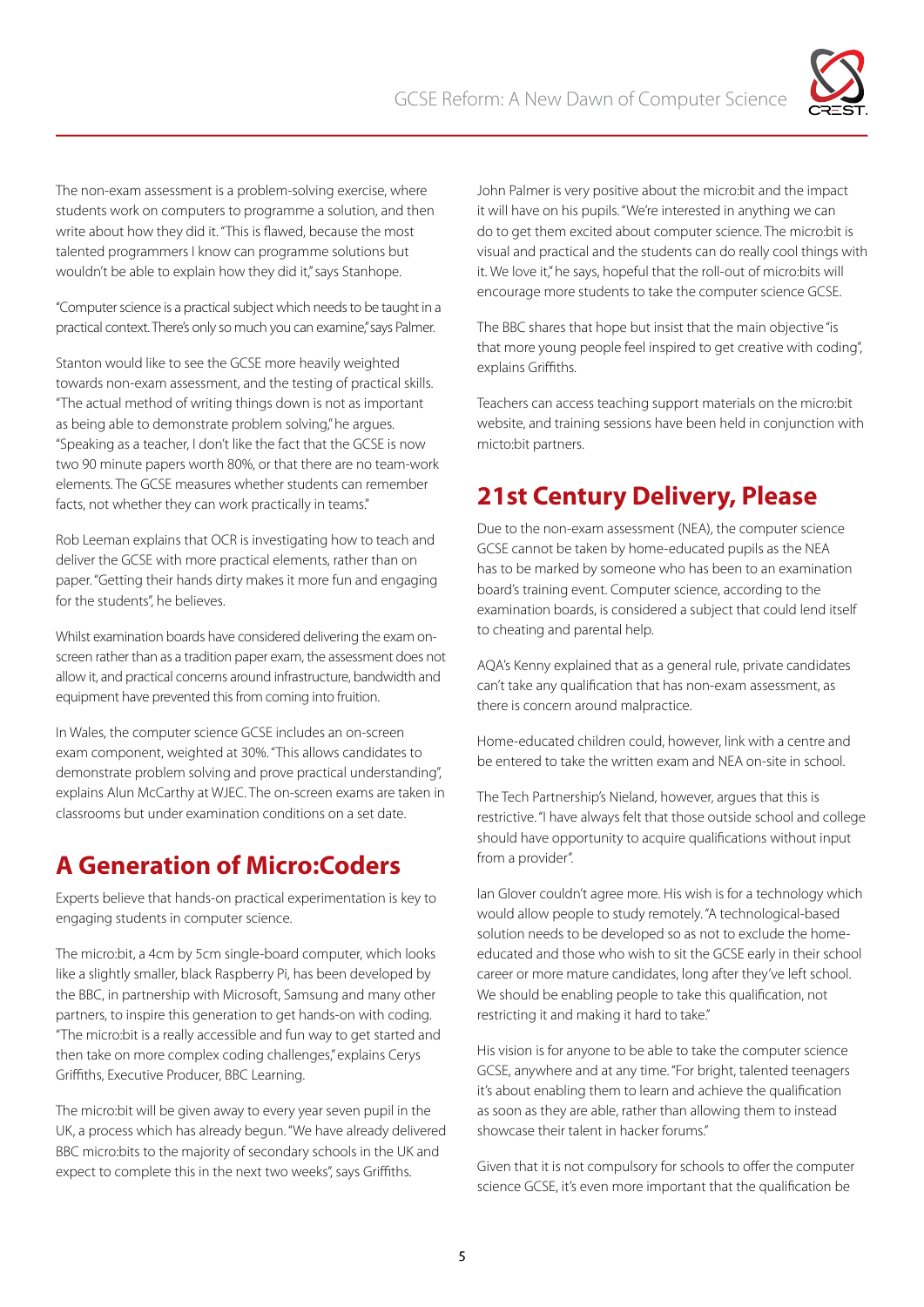The non-exam assessment is a problem-solving exercise, where students work on computers to programme a solution, and then write about how they did it. "This is flawed, because the most talented programmers I know can programme solutions but wouldn't be able to explain how they did it," says Stanhope.

"Computer science is a practical subject which needs to be taught in a practical context. There's only so much you can examine," says Palmer.

Stanton would like to see the GCSE more heavily weighted towards non-exam assessment, and the testing of practical skills. "The actual method of writing things down is not as important as being able to demonstrate problem solving," he argues. "Speaking as a teacher, I don't like the fact that the GCSE is now two 90 minute papers worth 80%, or that there are no team-work elements. The GCSE measures whether students can remember facts, not whether they can work practically in teams."

Rob Leeman explains that OCR is investigating how to teach and deliver the GCSE with more practical elements, rather than on paper. "Getting their hands dirty makes it more fun and engaging for the students", he believes.

Whilst examination boards have considered delivering the exam on-screen rather than as a tradition paper exam, the assessment does not allow it, and practical concerns around infrastructure, bandwidth and equipment have prevented this from coming into fruition.

In Wales, the computer science GCSE includes an on-screen exam component, weighted at 30%. "This allows candidates to demonstrate problem solving and prove practical understanding", explains Alun McCarthy at WJEC. The on-screen exams are taken in classrooms but under examination conditions on a set date.

## A Generation of Micro:Coders

Experts believe that hands-on practical experimentation is key to engaging students in computer science.

The micro:bit, a 4cm by 5cm single-board computer, which looks like a slightly smaller, black Raspberry Pi, has been developed by the BBC, in partnership with Microsoft, Samsung and many other partners, to inspire this generation to get hands-on with coding. "The micro:bit is a really accessible and fun way to get started and then take on more complex coding challenges," explains Cerys Griffiths, Executive Producer, BBC Learning.

The micro:bit will be given away to every year seven pupil in the UK, a process which has already begun. "We have already delivered BBC micro:bits to the majority of secondary schools in the UK and expect to complete this in the next two weeks", says Griffiths.

John Palmer is very positive about the micro:bit and the impact it will have on his pupils. "We're interested in anything we can do to get them excited about computer science. The micro:bit is visual and practical and the students can do really cool things with it. We love it," he says, hopeful that the roll-out of micro:bits will encourage more students to take the computer science GCSE.

The BBC shares that hope but insist that the main objective "is that more young people feel inspired to get creative with coding", explains Griffiths.

Teachers can access teaching support materials on the micro:bit website, and training sessions have been held in conjunction with micto:bit partners.

## 21st Century Delivery, Please

Due to the non-exam assessment (NEA), the computer science GCSE cannot be taken by home-educated pupils as the NEA has to be marked by someone who has been to an examination board's training event. Computer science, according to the examination boards, is considered a subject that could lend itself to cheating and parental help.

AQA's Kenny explained that as a general rule, private candidates can't take any qualification that has non-exam assessment, as there is concern around malpractice.

Home-educated children could, however, link with a centre and be entered to take the written exam and NEA on-site in school.

The Tech Partnership's Nieland, however, argues that this is restrictive. "I have always felt that those outside school and college should have opportunity to acquire qualifications without input from a provider".

Ian Glover couldn't agree more. His wish is for a technology which would allow people to study remotely. "A technological-based solution needs to be developed so as not to exclude the home-educated and those who wish to sit the GCSE early in their school career or more mature candidates, long after they've left school. We should be enabling people to take this qualification, not restricting it and making it hard to take."

His vision is for anyone to be able to take the computer science GCSE, anywhere and at any time. "For bright, talented teenagers it's about enabling them to learn and achieve the qualification as soon as they are able, rather than allowing them to instead showcase their talent in hacker forums."

Given that it is not compulsory for schools to offer the computer science GCSE, it's even more important that the qualification be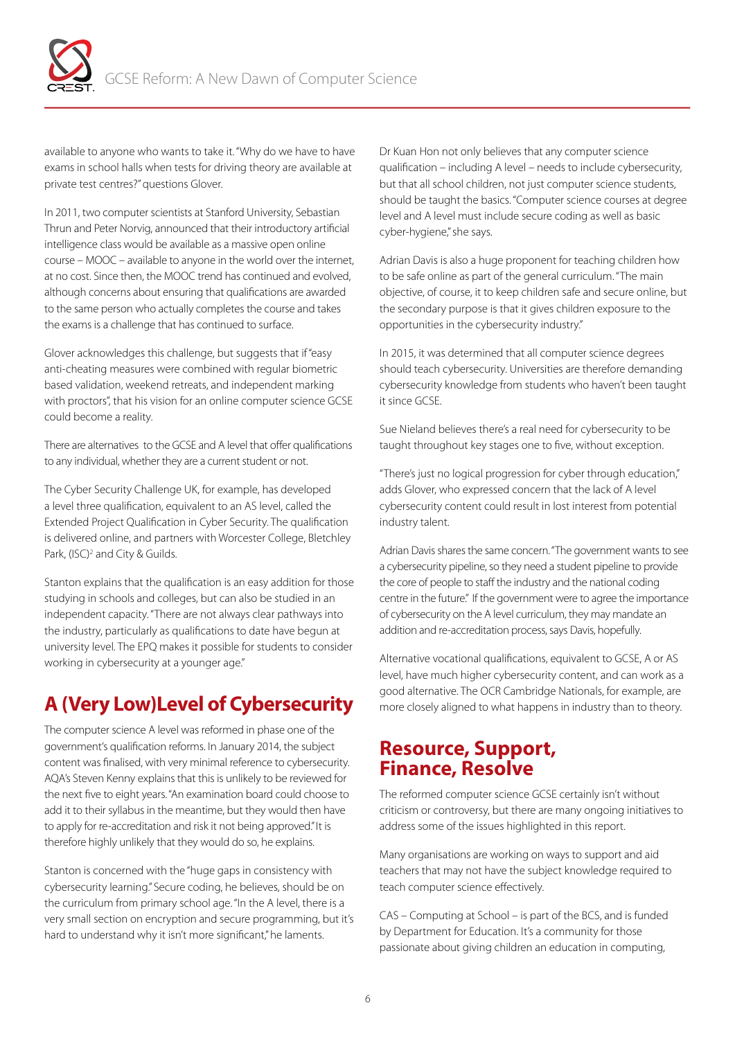available to anyone who wants to take it. "Why do we have to have exams in school halls when tests for driving theory are available at private test centres?" questions Glover.

In 2011, two computer scientists at Stanford University, Sebastian Thrun and Peter Norvig, announced that their introductory artificial intelligence class would be available as a massive open online course – MOOC – available to anyone in the world over the internet, at no cost. Since then, the MOOC trend has continued and evolved, although concerns about ensuring that qualifications are awarded to the same person who actually completes the course and takes the exams is a challenge that has continued to surface.

Glover acknowledges this challenge, but suggests that if "easy anti-cheating measures were combined with regular biometric based validation, weekend retreats, and independent marking with proctors", that his vision for an online computer science GCSE could become a reality.

There are alternatives to the GCSE and A level that offer qualifications to any individual, whether they are a current student or not.

The Cyber Security Challenge UK, for example, has developed a level three qualification, equivalent to an AS level, called the Extended Project Qualification in Cyber Security. The qualification is delivered online, and partners with Worcester College, Bletchley Park, (ISC)² and City & Guilds.

Stanton explains that the qualification is an easy addition for those studying in schools and colleges, but can also be studied in an independent capacity. "There are not always clear pathways into the industry, particularly as qualifications to date have begun at university level. The EPQ makes it possible for students to consider working in cybersecurity at a younger age."

## A (Very Low)Level of Cybersecurity

The computer science A level was reformed in phase one of the government's qualification reforms. In January 2014, the subject content was finalised, with very minimal reference to cybersecurity. AQA's Steven Kenny explains that this is unlikely to be reviewed for the next five to eight years. "An examination board could choose to add it to their syllabus in the meantime, but they would then have to apply for re-accreditation and risk it not being approved." It is therefore highly unlikely that they would do so, he explains.

Stanton is concerned with the "huge gaps in consistency with cybersecurity learning." Secure coding, he believes, should be on the curriculum from primary school age. "In the A level, there is a very small section on encryption and secure programming, but it's hard to understand why it isn't more significant," he laments.

Dr Kuan Hon not only believes that any computer science qualification – including A level – needs to include cybersecurity, but that all school children, not just computer science students, should be taught the basics. "Computer science courses at degree level and A level must include secure coding as well as basic cyber-hygiene," she says.

Adrian Davis is also a huge proponent for teaching children how to be safe online as part of the general curriculum. "The main objective, of course, it to keep children safe and secure online, but the secondary purpose is that it gives children exposure to the opportunities in the cybersecurity industry."

In 2015, it was determined that all computer science degrees should teach cybersecurity. Universities are therefore demanding cybersecurity knowledge from students who haven't been taught it since GCSE.

Sue Nieland believes there's a real need for cybersecurity to be taught throughout key stages one to five, without exception.

"There's just no logical progression for cyber through education," adds Glover, who expressed concern that the lack of A level cybersecurity content could result in lost interest from potential industry talent.

Adrian Davis shares the same concern. "The government wants to see a cybersecurity pipeline, so they need a student pipeline to provide the core of people to staff the industry and the national coding centre in the future." If the government were to agree the importance of cybersecurity on the A level curriculum, they may mandate an addition and re-accreditation process, says Davis, hopefully.

Alternative vocational qualifications, equivalent to GCSE, A or AS level, have much higher cybersecurity content, and can work as a good alternative. The OCR Cambridge Nationals, for example, are more closely aligned to what happens in industry than to theory.

## Resource, Support, Finance, Resolve

The reformed computer science GCSE certainly isn't without criticism or controversy, but there are many ongoing initiatives to address some of the issues highlighted in this report.

Many organisations are working on ways to support and aid teachers that may not have the subject knowledge required to teach computer science effectively.

CAS – Computing at School – is part of the BCS, and is funded by Department for Education. It's a community for those passionate about giving children an education in computing,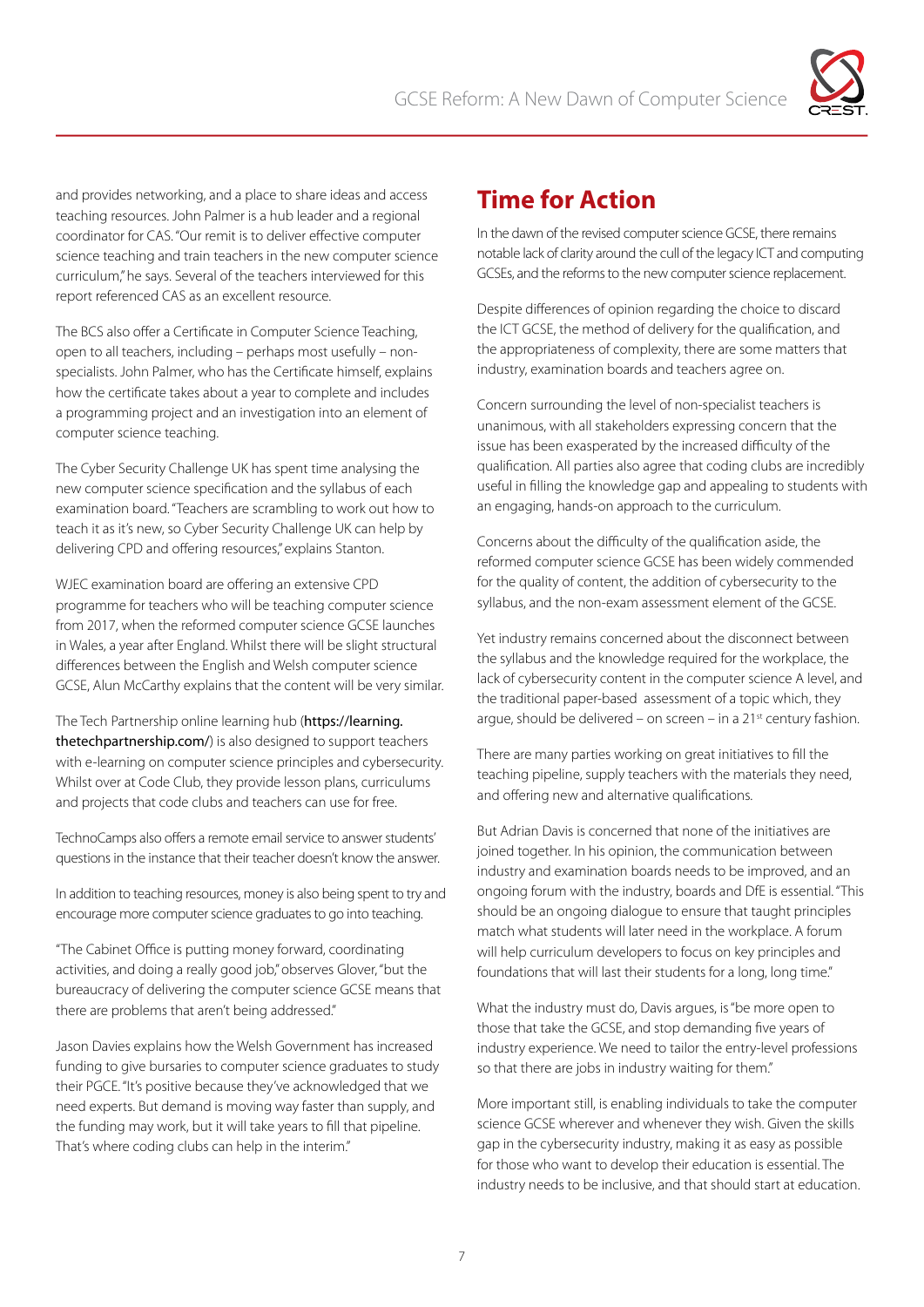and provides networking, and a place to share ideas and access teaching resources. John Palmer is a hub leader and a regional coordinator for CAS. "Our remit is to deliver effective computer science teaching and train teachers in the new computer science curriculum," he says. Several of the teachers interviewed for this report referenced CAS as an excellent resource.

The BCS also offer a Certificate in Computer Science Teaching, open to all teachers, including – perhaps most usefully – non-specialists. John Palmer, who has the Certificate himself, explains how the certificate takes about a year to complete and includes a programming project and an investigation into an element of computer science teaching.

The Cyber Security Challenge UK has spent time analysing the new computer science specification and the syllabus of each examination board. "Teachers are scrambling to work out how to teach it as it's new, so Cyber Security Challenge UK can help by delivering CPD and offering resources," explains Stanton.

WJEC examination board are offering an extensive CPD programme for teachers who will be teaching computer science from 2017, when the reformed computer science GCSE launches in Wales, a year after England. Whilst there will be slight structural differences between the English and Welsh computer science GCSE, Alun McCarthy explains that the content will be very similar.

The Tech Partnership online learning hub (**https://learning.thetechpartnership.com/**) is also designed to support teachers with e-learning on computer science principles and cybersecurity. Whilst over at Code Club, they provide lesson plans, curriculums and projects that code clubs and teachers can use for free.

TechnoCamps also offers a remote email service to answer students' questions in the instance that their teacher doesn't know the answer.

In addition to teaching resources, money is also being spent to try and encourage more computer science graduates to go into teaching.

"The Cabinet Office is putting money forward, coordinating activities, and doing a really good job," observes Glover, "but the bureaucracy of delivering the computer science GCSE means that there are problems that aren't being addressed."

Jason Davies explains how the Welsh Government has increased funding to give bursaries to computer science graduates to study their PGCE. "It's positive because they've acknowledged that we need experts. But demand is moving way faster than supply, and the funding may work, but it will take years to fill that pipeline. That's where coding clubs can help in the interim."

## Time for Action

In the dawn of the revised computer science GCSE, there remains notable lack of clarity around the cull of the legacy ICT and computing GCSEs, and the reforms to the new computer science replacement.

Despite differences of opinion regarding the choice to discard the ICT GCSE, the method of delivery for the qualification, and the appropriateness of complexity, there are some matters that industry, examination boards and teachers agree on.

Concern surrounding the level of non-specialist teachers is unanimous, with all stakeholders expressing concern that the issue has been exasperated by the increased difficulty of the qualification. All parties also agree that coding clubs are incredibly useful in filling the knowledge gap and appealing to students with an engaging, hands-on approach to the curriculum.

Concerns about the difficulty of the qualification aside, the reformed computer science GCSE has been widely commended for the quality of content, the addition of cybersecurity to the syllabus, and the non-exam assessment element of the GCSE.

Yet industry remains concerned about the disconnect between the syllabus and the knowledge required for the workplace, the lack of cybersecurity content in the computer science A level, and the traditional paper-based assessment of a topic which, they argue, should be delivered – on screen – in a 21st century fashion.

There are many parties working on great initiatives to fill the teaching pipeline, supply teachers with the materials they need, and offering new and alternative qualifications.

But Adrian Davis is concerned that none of the initiatives are joined together. In his opinion, the communication between industry and examination boards needs to be improved, and an ongoing forum with the industry, boards and DfE is essential. "This should be an ongoing dialogue to ensure that taught principles match what students will later need in the workplace. A forum will help curriculum developers to focus on key principles and foundations that will last their students for a long, long time."

What the industry must do, Davis argues, is "be more open to those that take the GCSE, and stop demanding five years of industry experience. We need to tailor the entry-level professions so that there are jobs in industry waiting for them."

More important still, is enabling individuals to take the computer science GCSE wherever and whenever they wish. Given the skills gap in the cybersecurity industry, making it as easy as possible for those who want to develop their education is essential. The industry needs to be inclusive, and that should start at education.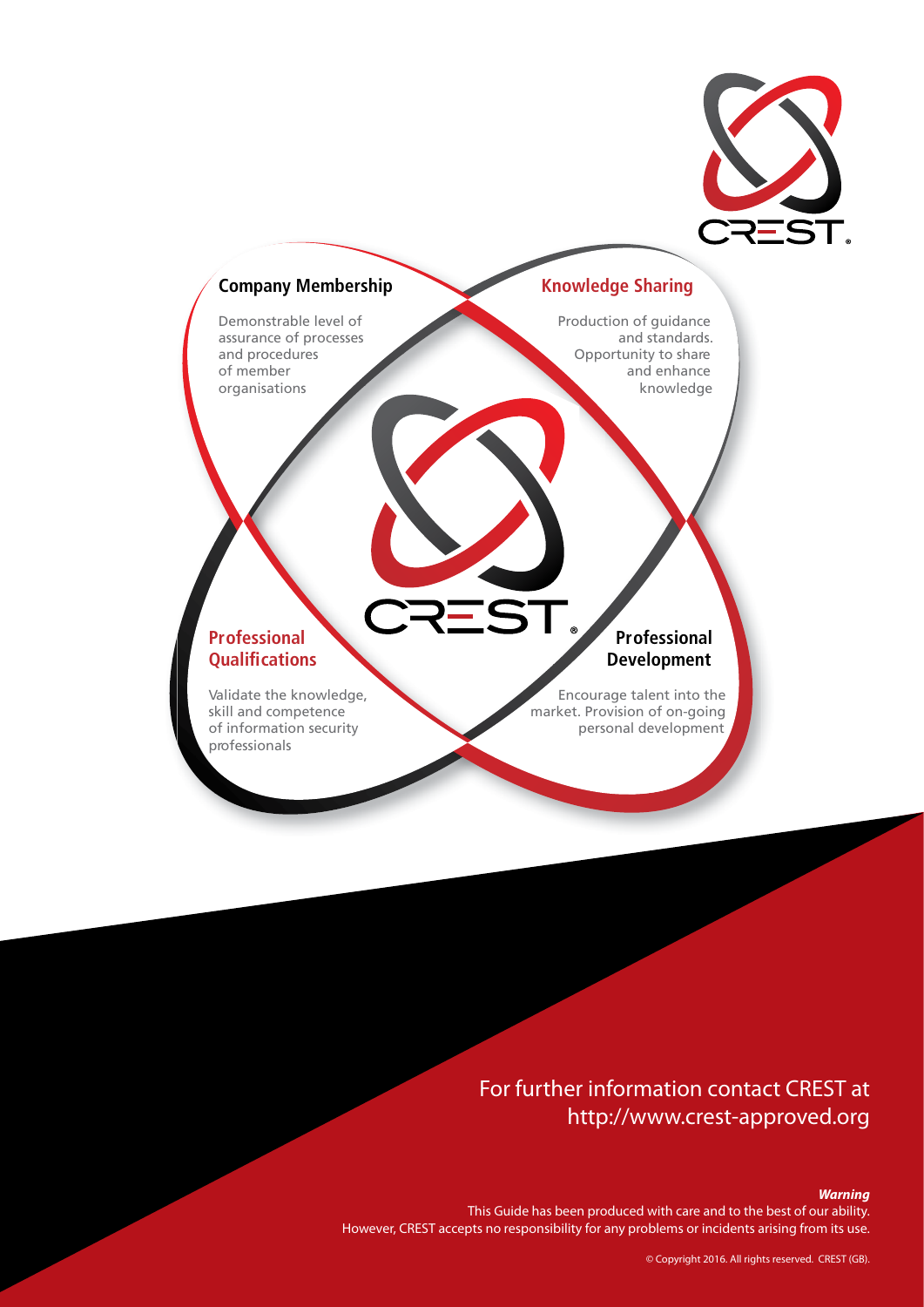**Company Membership**

Demonstrable level of assurance of processes and procedures of member organisations

**Knowledge Sharing**

Production of guidance and standards. Opportunity to share and enhance knowledge

**Professional Qualifications**

Validate the knowledge, skill and competence of information security professionals

**Professional Development**

Encourage talent into the market. Provision of on-going personal development

For further information contact CREST at http://www.crest-approved.org

***Warning***

This Guide has been produced with care and to the best of our ability. However, CREST accepts no responsibility for any problems or incidents arising from its use.

© Copyright 2016. All rights reserved. CREST (GB).